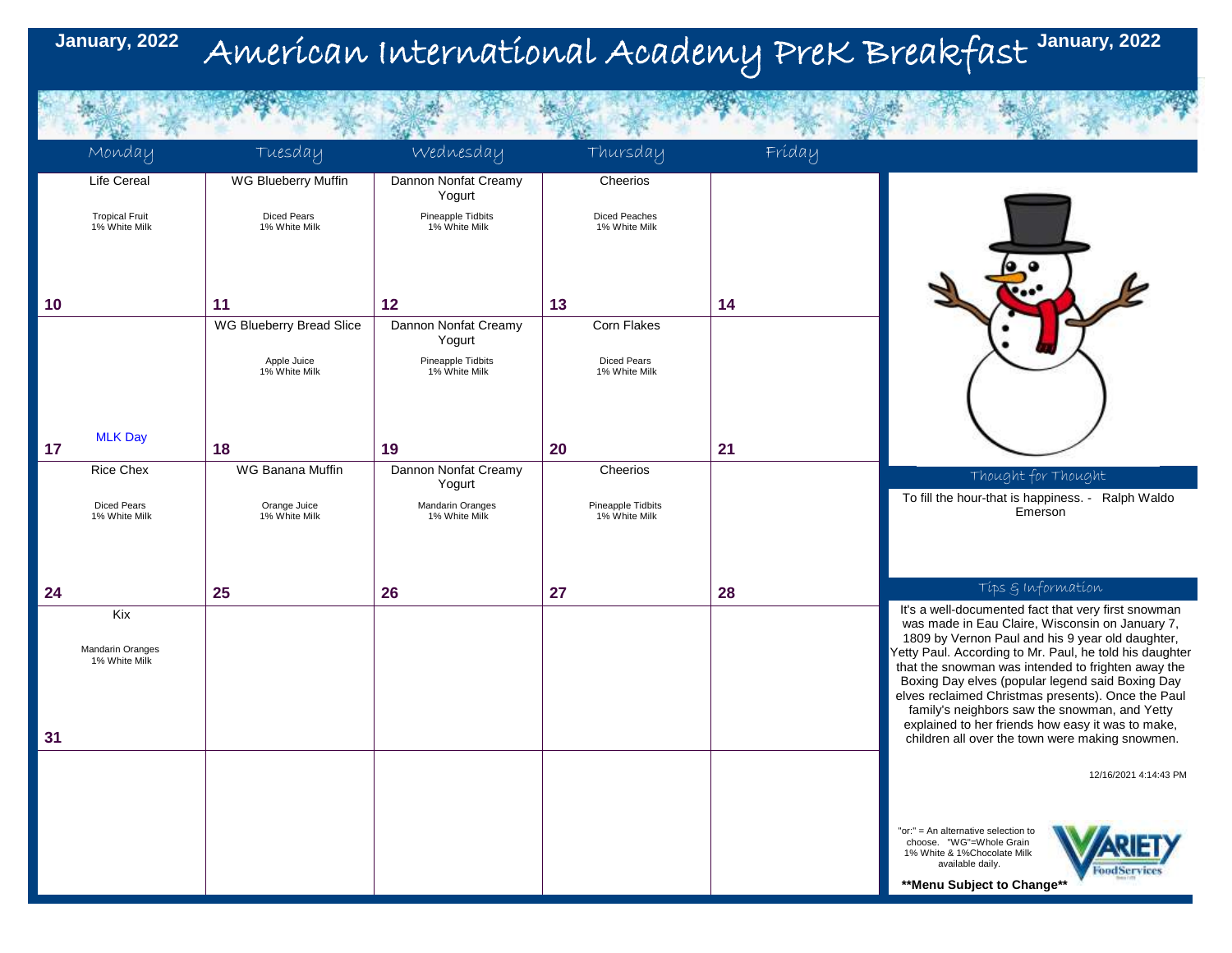# American International Academy PreK Breakfast

January, 2022

| Monday | Tuesday | Wednesday | Thursday | Friday |
| --- | --- | --- | --- | --- |
| Life Cereal<br>Tropical Fruit<br>1% White Milk<br>**10** | WG Blueberry Muffin<br>Diced Pears<br>1% White Milk<br>**11** | Dannon Nonfat Creamy Yogurt<br>Pineapple Tidbits<br>1% White Milk<br>**12** | Cheerios<br>Diced Peaches<br>1% White Milk<br>**13** | **14** |
| MLK Day<br>**17** | WG Blueberry Bread Slice<br>Apple Juice<br>1% White Milk<br>**18** | Dannon Nonfat Creamy Yogurt<br>Pineapple Tidbits<br>1% White Milk<br>**19** | Corn Flakes<br>Diced Pears<br>1% White Milk<br>**20** | **21** |
| Rice Chex<br>Diced Pears<br>1% White Milk<br>**24** | WG Banana Muffin<br>Orange Juice<br>1% White Milk<br>**25** | Dannon Nonfat Creamy Yogurt<br>Mandarin Oranges<br>1% White Milk<br>**26** | Cheerios<br>Pineapple Tidbits<br>1% White Milk<br>**27** | **28** |
| Kix<br>Mandarin Oranges<br>1% White Milk<br>**31** | | | | |
| | | | | |

## Thought for Thought

To fill the hour-that is happiness. - Ralph Waldo Emerson

## Tips & Information

It's a well-documented fact that very first snowman was made in Eau Claire, Wisconsin on January 7, 1809 by Vernon Paul and his 9 year old daughter, Yetty Paul. According to Mr. Paul, he told his daughter that the snowman was intended to frighten away the Boxing Day elves (popular legend said Boxing Day elves reclaimed Christmas presents). Once the Paul family's neighbors saw the snowman, and Yetty explained to her friends how easy it was to make, children all over the town were making snowmen.

12/16/2021 4:14:43 PM

"or:" = An alternative selection to choose. "WG"=Whole Grain 1% White & 1%Chocolate Milk available daily.

Variety FoodServices

**Menu Subject to Change**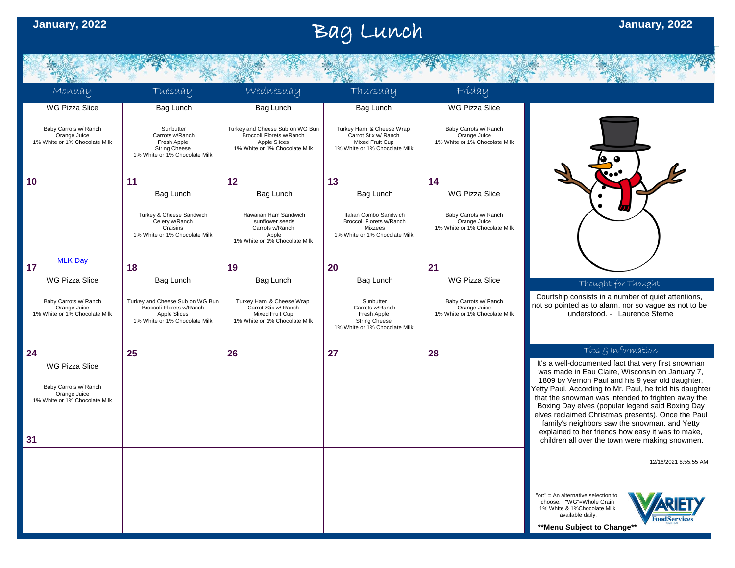# Bag Lunch

January, 2022

| Monday | Tuesday | Wednesday | Thursday | Friday |
|---|---|---|---|---|
| WG Pizza Slice<br>Baby Carrots w/ Ranch<br>Orange Juice<br>1% White or 1% Chocolate Milk<br>**10** | Bag Lunch<br>Sunbutter<br>Carrots w/Ranch<br>Fresh Apple<br>String Cheese<br>1% White or 1% Chocolate Milk<br>**11** | Bag Lunch<br>Turkey and Cheese Sub on WG Bun<br>Broccoli Florets w/Ranch<br>Apple Slices<br>1% White or 1% Chocolate Milk<br>**12** | Bag Lunch<br>Turkey Ham & Cheese Wrap<br>Carrot Stix w/ Ranch<br>Mixed Fruit Cup<br>1% White or 1% Chocolate Milk<br>**13** | WG Pizza Slice<br>Baby Carrots w/ Ranch<br>Orange Juice<br>1% White or 1% Chocolate Milk<br>**14** |
| MLK Day<br>**17** | Bag Lunch<br>Turkey & Cheese Sandwich<br>Celery w/Ranch<br>Craisins<br>1% White or 1% Chocolate Milk<br>**18** | Bag Lunch<br>Hawaiian Ham Sandwich<br>sunflower seeds<br>Carrots w/Ranch<br>Apple<br>1% White or 1% Chocolate Milk<br>**19** | Bag Lunch<br>Italian Combo Sandwich<br>Broccoli Florets w/Ranch<br>Mixzees<br>1% White or 1% Chocolate Milk<br>**20** | WG Pizza Slice<br>Baby Carrots w/ Ranch<br>Orange Juice<br>1% White or 1% Chocolate Milk<br>**21** |
| WG Pizza Slice<br>Baby Carrots w/ Ranch<br>Orange Juice<br>1% White or 1% Chocolate Milk<br>**24** | Bag Lunch<br>Turkey and Cheese Sub on WG Bun<br>Broccoli Florets w/Ranch<br>Apple Slices<br>1% White or 1% Chocolate Milk<br>**25** | Bag Lunch<br>Turkey Ham & Cheese Wrap<br>Carrot Stix w/ Ranch<br>Mixed Fruit Cup<br>1% White or 1% Chocolate Milk<br>**26** | Bag Lunch<br>Sunbutter<br>Carrots w/Ranch<br>Fresh Apple<br>String Cheese<br>1% White or 1% Chocolate Milk<br>**27** | WG Pizza Slice<br>Baby Carrots w/ Ranch<br>Orange Juice<br>1% White or 1% Chocolate Milk<br>**28** |
| WG Pizza Slice<br>Baby Carrots w/ Ranch<br>Orange Juice<br>1% White or 1% Chocolate Milk<br>**31** | | | | |

## Thought for Thought

Courtship consists in a number of quiet attentions, not so pointed as to alarm, nor so vague as not to be understood. - Laurence Sterne

## Tips & Information

It's a well-documented fact that very first snowman was made in Eau Claire, Wisconsin on January 7, 1809 by Vernon Paul and his 9 year old daughter, Yetty Paul. According to Mr. Paul, he told his daughter that the snowman was intended to frighten away the Boxing Day elves (popular legend said Boxing Day elves reclaimed Christmas presents). Once the Paul family's neighbors saw the snowman, and Yetty explained to her friends how easy it was to make, children all over the town were making snowmen.

12/16/2021 8:55:55 AM

"or:" = An alternative selection to choose. "WG"=Whole Grain 1% White & 1%Chocolate Milk available daily.

**Menu Subject to Change**

Variety FoodServices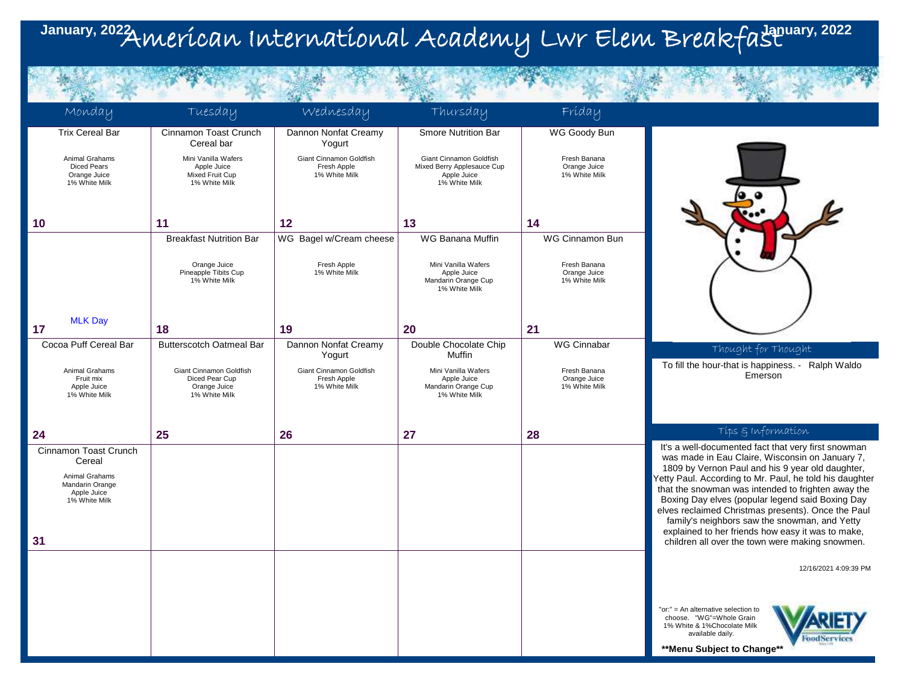# American International Academy Lwr Elem Breakfast

January, 2022

| Monday | Tuesday | Wednesday | Thursday | Friday |
|---|---|---|---|---|
| Trix Cereal Bar<br>Animal Grahams<br>Diced Pears<br>Orange Juice<br>1% White Milk | Cinnamon Toast Crunch Cereal bar<br>Mini Vanilla Wafers<br>Apple Juice<br>Mixed Fruit Cup<br>1% White Milk | Dannon Nonfat Creamy Yogurt<br>Giant Cinnamon Goldfish<br>Fresh Apple<br>1% White Milk | Smore Nutrition Bar<br>Giant Cinnamon Goldfish<br>Mixed Berry Applesauce Cup<br>Apple Juice<br>1% White Milk | WG Goody Bun<br>Fresh Banana<br>Orange Juice<br>1% White Milk |
| **10** | **11** | **12** | **13** | **14** |
| | Breakfast Nutrition Bar<br>Orange Juice<br>Pineapple Tibits Cup<br>1% White Milk | WG Bagel w/Cream cheese<br>Fresh Apple<br>1% White Milk | WG Banana Muffin<br>Mini Vanilla Wafers<br>Apple Juice<br>Mandarin Orange Cup<br>1% White Milk | WG Cinnamon Bun<br>Fresh Banana<br>Orange Juice<br>1% White Milk |
| MLK Day<br>**17** | **18** | **19** | **20** | **21** |
| Cocoa Puff Cereal Bar<br>Animal Grahams<br>Fruit mix<br>Apple Juice<br>1% White Milk | Butterscotch Oatmeal Bar<br>Giant Cinnamon Goldfish<br>Diced Pear Cup<br>Orange Juice<br>1% White Milk | Dannon Nonfat Creamy Yogurt<br>Giant Cinnamon Goldfish<br>Fresh Apple<br>1% White Milk | Double Chocolate Chip Muffin<br>Mini Vanilla Wafers<br>Apple Juice<br>Mandarin Orange Cup<br>1% White Milk | WG Cinnabar<br>Fresh Banana<br>Orange Juice<br>1% White Milk |
| **24** | **25** | **26** | **27** | **28** |
| Cinnamon Toast Crunch Cereal<br>Animal Grahams<br>Mandarin Orange<br>Apple Juice<br>1% White Milk | | | | |
| **31** | | | | |

## Thought for Thought

To fill the hour-that is happiness. - Ralph Waldo Emerson

## Tips & Information

It's a well-documented fact that very first snowman was made in Eau Claire, Wisconsin on January 7, 1809 by Vernon Paul and his 9 year old daughter, Yetty Paul. According to Mr. Paul, he told his daughter that the snowman was intended to frighten away the Boxing Day elves (popular legend said Boxing Day elves reclaimed Christmas presents). Once the Paul family's neighbors saw the snowman, and Yetty explained to her friends how easy it was to make, children all over the town were making snowmen.

12/16/2021 4:09:39 PM

"or:" = An alternative selection to choose. "WG"=Whole Grain 1% White & 1%Chocolate Milk available daily.

**Menu Subject to Change**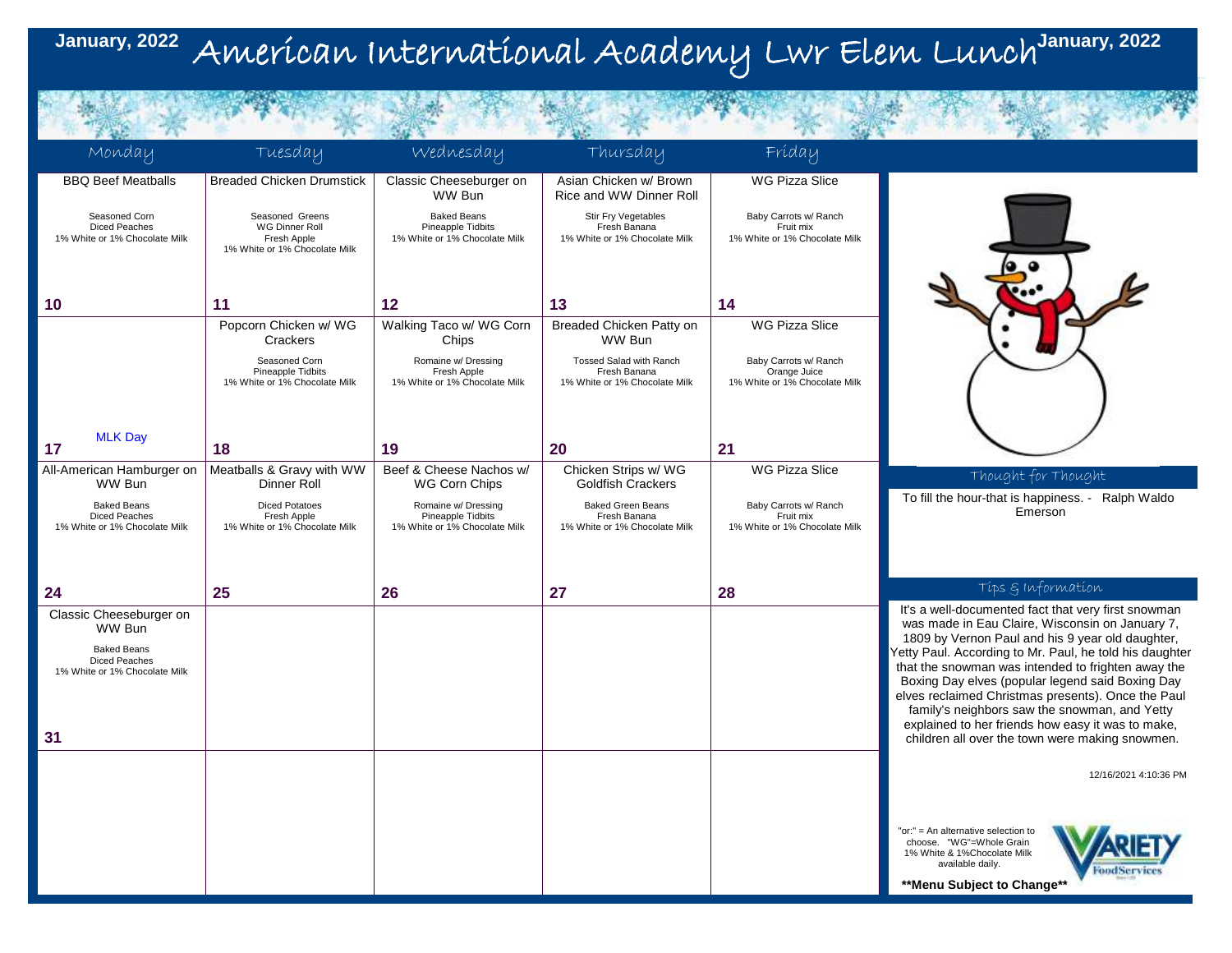# January, 2022 American International Academy Lwr Elem Lunch January, 2022

| Monday | Tuesday | Wednesday | Thursday | Friday |
|---|---|---|---|---|
| **BBQ Beef Meatballs**<br>Seasoned Corn<br>Diced Peaches<br>1% White or 1% Chocolate Milk<br>**10** | **Breaded Chicken Drumstick**<br>Seasoned Greens<br>WG Dinner Roll<br>Fresh Apple<br>1% White or 1% Chocolate Milk<br>**11** | **Classic Cheeseburger on WW Bun**<br>Baked Beans<br>Pineapple Tidbits<br>1% White or 1% Chocolate Milk<br>**12** | **Asian Chicken w/ Brown Rice and WW Dinner Roll**<br>Stir Fry Vegetables<br>Fresh Banana<br>1% White or 1% Chocolate Milk<br>**13** | **WG Pizza Slice**<br>Baby Carrots w/ Ranch<br>Fruit mix<br>1% White or 1% Chocolate Milk<br>**14** |
| MLK Day<br>**17** | **Popcorn Chicken w/ WG Crackers**<br>Seasoned Corn<br>Pineapple Tidbits<br>1% White or 1% Chocolate Milk<br>**18** | **Walking Taco w/ WG Corn Chips**<br>Romaine w/ Dressing<br>Fresh Apple<br>1% White or 1% Chocolate Milk<br>**19** | **Breaded Chicken Patty on WW Bun**<br>Tossed Salad with Ranch<br>Fresh Banana<br>1% White or 1% Chocolate Milk<br>**20** | **WG Pizza Slice**<br>Baby Carrots w/ Ranch<br>Orange Juice<br>1% White or 1% Chocolate Milk<br>**21** |
| **All-American Hamburger on WW Bun**<br>Baked Beans<br>Diced Peaches<br>1% White or 1% Chocolate Milk<br>**24** | **Meatballs & Gravy with WW Dinner Roll**<br>Diced Potatoes<br>Fresh Apple<br>1% White or 1% Chocolate Milk<br>**25** | **Beef & Cheese Nachos w/ WG Corn Chips**<br>Romaine w/ Dressing<br>Pineapple Tidbits<br>1% White or 1% Chocolate Milk<br>**26** | **Chicken Strips w/ WG Goldfish Crackers**<br>Baked Green Beans<br>Fresh Banana<br>1% White or 1% Chocolate Milk<br>**27** | **WG Pizza Slice**<br>Baby Carrots w/ Ranch<br>Fruit mix<br>1% White or 1% Chocolate Milk<br>**28** |
| **Classic Cheeseburger on WW Bun**<br>Baked Beans<br>Diced Peaches<br>1% White or 1% Chocolate Milk<br>**31** | | | | |

## Thought for Thought

To fill the hour-that is happiness. - Ralph Waldo Emerson

## Tips & Information

It's a well-documented fact that very first snowman was made in Eau Claire, Wisconsin on January 7, 1809 by Vernon Paul and his 9 year old daughter, Yetty Paul. According to Mr. Paul, he told his daughter that the snowman was intended to frighten away the Boxing Day elves (popular legend said Boxing Day elves reclaimed Christmas presents). Once the Paul family's neighbors saw the snowman, and Yetty explained to her friends how easy it was to make, children all over the town were making snowmen.

12/16/2021 4:10:36 PM

"or:" = An alternative selection to choose. "WG"=Whole Grain 1% White & 1%Chocolate Milk available daily.

Variety FoodServices

**Menu Subject to Change**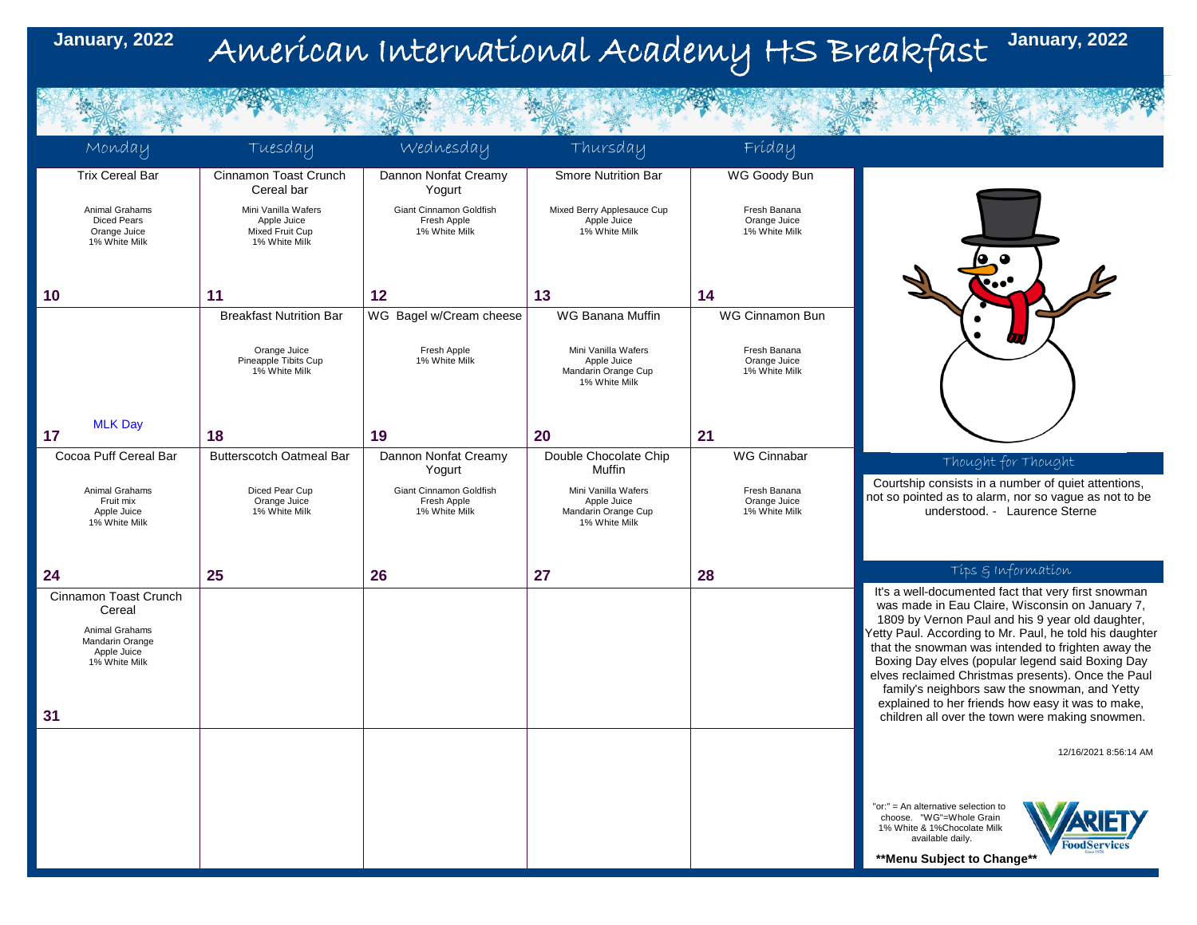# American International Academy HS Breakfast

January, 2022

| Monday | Tuesday | Wednesday | Thursday | Friday |
|---|---|---|---|---|
| Trix Cereal Bar<br>Animal Grahams<br>Diced Pears<br>Orange Juice<br>1% White Milk<br>**10** | Cinnamon Toast Crunch Cereal bar<br>Mini Vanilla Wafers<br>Apple Juice<br>Mixed Fruit Cup<br>1% White Milk<br>**11** | Dannon Nonfat Creamy Yogurt<br>Giant Cinnamon Goldfish<br>Fresh Apple<br>1% White Milk<br>**12** | Smore Nutrition Bar<br>Mixed Berry Applesauce Cup<br>Apple Juice<br>1% White Milk<br>**13** | WG Goody Bun<br>Fresh Banana<br>Orange Juice<br>1% White Milk<br>**14** |
| MLK Day<br>**17** | Breakfast Nutrition Bar<br>Orange Juice<br>Pineapple Tibits Cup<br>1% White Milk<br>**18** | WG Bagel w/Cream cheese<br>Fresh Apple<br>1% White Milk<br>**19** | WG Banana Muffin<br>Mini Vanilla Wafers<br>Apple Juice<br>Mandarin Orange Cup<br>1% White Milk<br>**20** | WG Cinnamon Bun<br>Fresh Banana<br>Orange Juice<br>1% White Milk<br>**21** |
| Cocoa Puff Cereal Bar<br>Animal Grahams<br>Fruit mix<br>Apple Juice<br>1% White Milk<br>**24** | Butterscotch Oatmeal Bar<br>Diced Pear Cup<br>Orange Juice<br>1% White Milk<br>**25** | Dannon Nonfat Creamy Yogurt<br>Giant Cinnamon Goldfish<br>Fresh Apple<br>1% White Milk<br>**26** | Double Chocolate Chip Muffin<br>Mini Vanilla Wafers<br>Apple Juice<br>Mandarin Orange Cup<br>1% White Milk<br>**27** | WG Cinnabar<br>Fresh Banana<br>Orange Juice<br>1% White Milk<br>**28** |
| Cinnamon Toast Crunch Cereal<br>Animal Grahams<br>Mandarin Orange<br>Apple Juice<br>1% White Milk<br>**31** | | | | |

## Thought for Thought

Courtship consists in a number of quiet attentions, not so pointed as to alarm, nor so vague as not to be understood. - Laurence Sterne

## Tips & Information

It's a well-documented fact that very first snowman was made in Eau Claire, Wisconsin on January 7, 1809 by Vernon Paul and his 9 year old daughter, Yetty Paul. According to Mr. Paul, he told his daughter that the snowman was intended to frighten away the Boxing Day elves (popular legend said Boxing Day elves reclaimed Christmas presents). Once the Paul family's neighbors saw the snowman, and Yetty explained to her friends how easy it was to make, children all over the town were making snowmen.

12/16/2021 8:56:14 AM

"or:" = An alternative selection to choose. "WG"=Whole Grain 1% White & 1%Chocolate Milk available daily.

**Menu Subject to Change**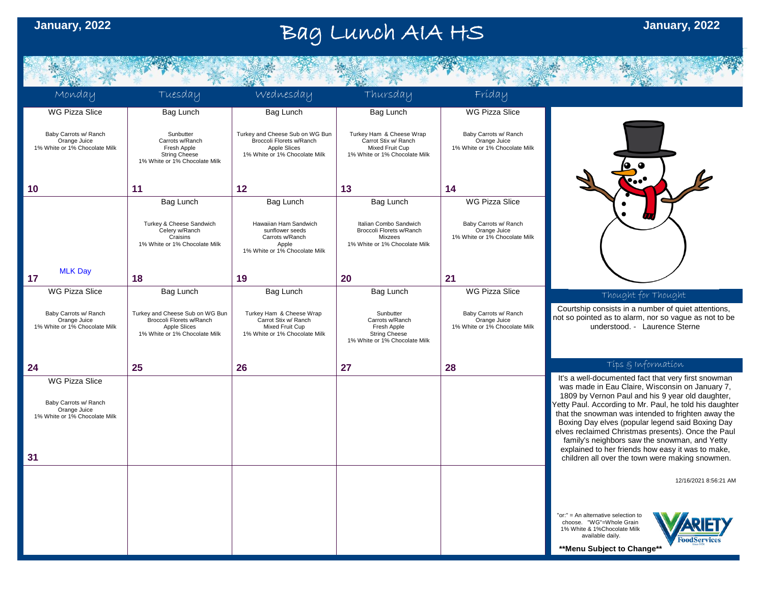# Bag Lunch AIA HS

January, 2022

| Monday | Tuesday | Wednesday | Thursday | Friday |
| --- | --- | --- | --- | --- |
| WG Pizza Slice<br>Baby Carrots w/ Ranch<br>Orange Juice<br>1% White or 1% Chocolate Milk | Bag Lunch<br>Sunbutter<br>Carrots w/Ranch<br>Fresh Apple<br>String Cheese<br>1% White or 1% Chocolate Milk | Bag Lunch<br>Turkey and Cheese Sub on WG Bun<br>Broccoli Florets w/Ranch<br>Apple Slices<br>1% White or 1% Chocolate Milk | Bag Lunch<br>Turkey Ham & Cheese Wrap<br>Carrot Stix w/ Ranch<br>Mixed Fruit Cup<br>1% White or 1% Chocolate Milk | WG Pizza Slice<br>Baby Carrots w/ Ranch<br>Orange Juice<br>1% White or 1% Chocolate Milk |
| **10** | **11** | **12** | **13** | **14** |
| | Bag Lunch<br>Turkey & Cheese Sandwich<br>Celery w/Ranch<br>Craisins<br>1% White or 1% Chocolate Milk | Bag Lunch<br>Hawaiian Ham Sandwich<br>sunflower seeds<br>Carrots w/Ranch<br>Apple<br>1% White or 1% Chocolate Milk | Bag Lunch<br>Italian Combo Sandwich<br>Broccoli Florets w/Ranch<br>Mixzees<br>1% White or 1% Chocolate Milk | WG Pizza Slice<br>Baby Carrots w/ Ranch<br>Orange Juice<br>1% White or 1% Chocolate Milk |
| MLK Day<br>**17** | **18** | **19** | **20** | **21** |
| WG Pizza Slice<br>Baby Carrots w/ Ranch<br>Orange Juice<br>1% White or 1% Chocolate Milk | Bag Lunch<br>Turkey and Cheese Sub on WG Bun<br>Broccoli Florets w/Ranch<br>Apple Slices<br>1% White or 1% Chocolate Milk | Bag Lunch<br>Turkey Ham & Cheese Wrap<br>Carrot Stix w/ Ranch<br>Mixed Fruit Cup<br>1% White or 1% Chocolate Milk | Bag Lunch<br>Sunbutter<br>Carrots w/Ranch<br>Fresh Apple<br>String Cheese<br>1% White or 1% Chocolate Milk | WG Pizza Slice<br>Baby Carrots w/ Ranch<br>Orange Juice<br>1% White or 1% Chocolate Milk |
| **24** | **25** | **26** | **27** | **28** |
| WG Pizza Slice<br>Baby Carrots w/ Ranch<br>Orange Juice<br>1% White or 1% Chocolate Milk | | | | |
| **31** | | | | |

## Thought for Thought

Courtship consists in a number of quiet attentions, not so pointed as to alarm, nor so vague as not to be understood. - Laurence Sterne

## Tips & Information

It's a well-documented fact that very first snowman was made in Eau Claire, Wisconsin on January 7, 1809 by Vernon Paul and his 9 year old daughter, Yetty Paul. According to Mr. Paul, he told his daughter that the snowman was intended to frighten away the Boxing Day elves (popular legend said Boxing Day elves reclaimed Christmas presents). Once the Paul family's neighbors saw the snowman, and Yetty explained to her friends how easy it was to make, children all over the town were making snowmen.

12/16/2021 8:56:21 AM

"or:" = An alternative selection to choose. "WG"=Whole Grain 1% White & 1%Chocolate Milk available daily.

VARIETY FoodServices

**Menu Subject to Change**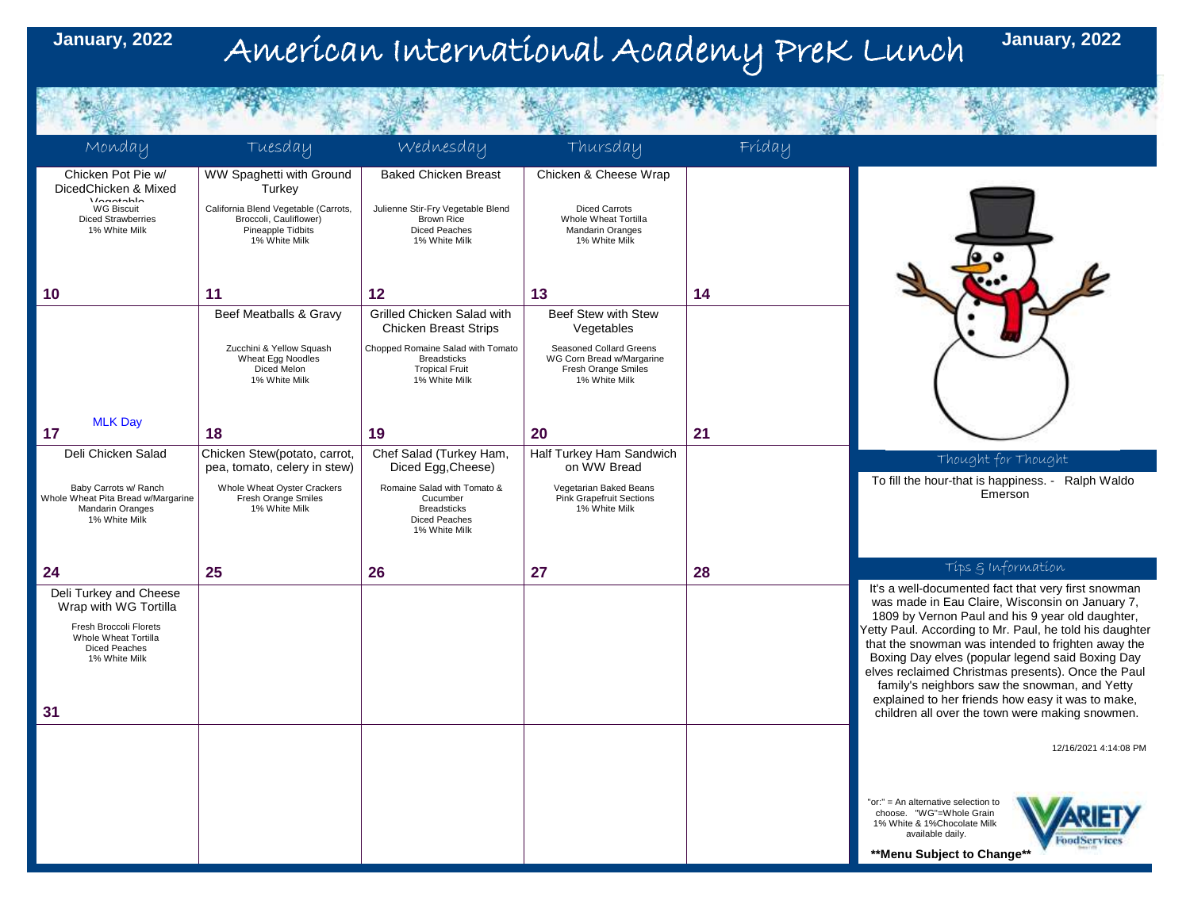# American International Academy PreK Lunch

**January, 2022**

| Monday | Tuesday | Wednesday | Thursday | Friday |
|---|---|---|---|---|
| Chicken Pot Pie w/ DicedChicken & Mixed Vegetable<br>WG Biscuit<br>Diced Strawberries<br>1% White Milk<br>**10** | WW Spaghetti with Ground Turkey<br>California Blend Vegetable (Carrots, Broccoli, Cauliflower)<br>Pineapple Tidbits<br>1% White Milk<br>**11** | Baked Chicken Breast<br>Julienne Stir-Fry Vegetable Blend<br>Brown Rice<br>Diced Peaches<br>1% White Milk<br>**12** | Chicken & Cheese Wrap<br>Diced Carrots<br>Whole Wheat Tortilla<br>Mandarin Oranges<br>1% White Milk<br>**13** | **14** |
| MLK Day<br>**17** | Beef Meatballs & Gravy<br>Zucchini & Yellow Squash<br>Wheat Egg Noodles<br>Diced Melon<br>1% White Milk<br>**18** | Grilled Chicken Salad with Chicken Breast Strips<br>Chopped Romaine Salad with Tomato<br>Breadsticks<br>Tropical Fruit<br>1% White Milk<br>**19** | Beef Stew with Stew Vegetables<br>Seasoned Collard Greens<br>WG Corn Bread w/Margarine<br>Fresh Orange Smiles<br>1% White Milk<br>**20** | **21** |
| Deli Chicken Salad<br>Baby Carrots w/ Ranch<br>Whole Wheat Pita Bread w/Margarine<br>Mandarin Oranges<br>1% White Milk<br>**24** | Chicken Stew(potato, carrot, pea, tomato, celery in stew)<br>Whole Wheat Oyster Crackers<br>Fresh Orange Smiles<br>1% White Milk<br>**25** | Chef Salad (Turkey Ham, Diced Egg,Cheese)<br>Romaine Salad with Tomato & Cucumber<br>Breadsticks<br>Diced Peaches<br>1% White Milk<br>**26** | Half Turkey Ham Sandwich on WW Bread<br>Vegetarian Baked Beans<br>Pink Grapefruit Sections<br>1% White Milk<br>**27** | **28** |
| Deli Turkey and Cheese Wrap with WG Tortilla<br>Fresh Broccoli Florets<br>Whole Wheat Tortilla<br>Diced Peaches<br>1% White Milk<br>**31** | | | | |

## Thought for Thought

To fill the hour-that is happiness. - Ralph Waldo Emerson

## Tips & Information

It's a well-documented fact that very first snowman was made in Eau Claire, Wisconsin on January 7, 1809 by Vernon Paul and his 9 year old daughter, Yetty Paul. According to Mr. Paul, he told his daughter that the snowman was intended to frighten away the Boxing Day elves (popular legend said Boxing Day elves reclaimed Christmas presents). Once the Paul family's neighbors saw the snowman, and Yetty explained to her friends how easy it was to make, children all over the town were making snowmen.

12/16/2021 4:14:08 PM

"or:" = An alternative selection to choose. "WG"=Whole Grain
1% White & 1%Chocolate Milk available daily.

**Menu Subject to Change**

Variety FoodServices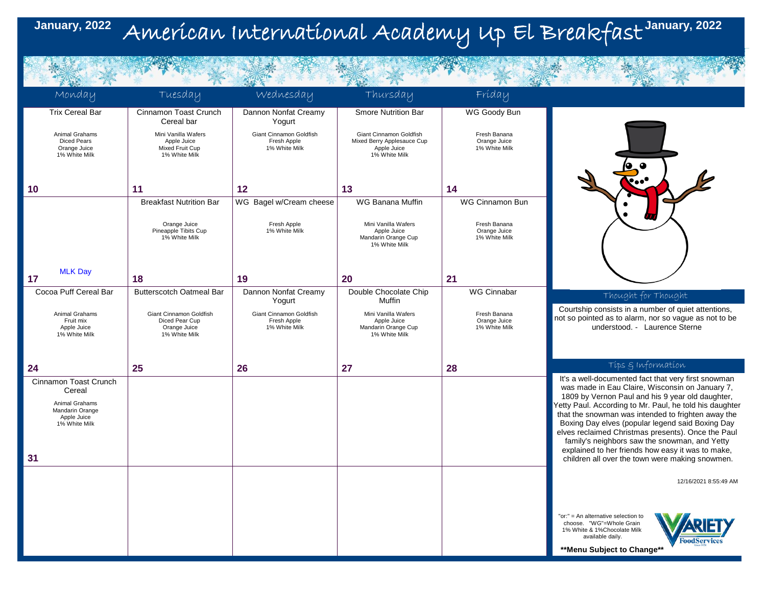# American International Academy Up El Breakfast

January, 2022

| Monday | Tuesday | Wednesday | Thursday | Friday |
| --- | --- | --- | --- | --- |
| Trix Cereal Bar<br>Animal Grahams<br>Diced Pears<br>Orange Juice<br>1% White Milk<br>**10** | Cinnamon Toast Crunch Cereal bar<br>Mini Vanilla Wafers<br>Apple Juice<br>Mixed Fruit Cup<br>1% White Milk<br>**11** | Dannon Nonfat Creamy Yogurt<br>Giant Cinnamon Goldfish<br>Fresh Apple<br>1% White Milk<br>**12** | Smore Nutrition Bar<br>Giant Cinnamon Goldfish<br>Mixed Berry Applesauce Cup<br>Apple Juice<br>1% White Milk<br>**13** | WG Goody Bun<br>Fresh Banana<br>Orange Juice<br>1% White Milk<br>**14** |
| MLK Day<br>**17** | Breakfast Nutrition Bar<br>Orange Juice<br>Pineapple Tibits Cup<br>1% White Milk<br>**18** | WG Bagel w/Cream cheese<br>Fresh Apple<br>1% White Milk<br>**19** | WG Banana Muffin<br>Mini Vanilla Wafers<br>Apple Juice<br>Mandarin Orange Cup<br>1% White Milk<br>**20** | WG Cinnamon Bun<br>Fresh Banana<br>Orange Juice<br>1% White Milk<br>**21** |
| Cocoa Puff Cereal Bar<br>Animal Grahams<br>Fruit mix<br>Apple Juice<br>1% White Milk<br>**24** | Butterscotch Oatmeal Bar<br>Giant Cinnamon Goldfish<br>Diced Pear Cup<br>Orange Juice<br>1% White Milk<br>**25** | Dannon Nonfat Creamy Yogurt<br>Giant Cinnamon Goldfish<br>Fresh Apple<br>1% White Milk<br>**26** | Double Chocolate Chip Muffin<br>Mini Vanilla Wafers<br>Apple Juice<br>Mandarin Orange Cup<br>1% White Milk<br>**27** | WG Cinnabar<br>Fresh Banana<br>Orange Juice<br>1% White Milk<br>**28** |
| Cinnamon Toast Crunch Cereal<br>Animal Grahams<br>Mandarin Orange<br>Apple Juice<br>1% White Milk<br>**31** | | | | |

## Thought for Thought

Courtship consists in a number of quiet attentions, not so pointed as to alarm, nor so vague as not to be understood. - Laurence Sterne

## Tips & Information

It's a well-documented fact that very first snowman was made in Eau Claire, Wisconsin on January 7, 1809 by Vernon Paul and his 9 year old daughter, Yetty Paul. According to Mr. Paul, he told his daughter that the snowman was intended to frighten away the Boxing Day elves (popular legend said Boxing Day elves reclaimed Christmas presents). Once the Paul family's neighbors saw the snowman, and Yetty explained to her friends how easy it was to make, children all over the town were making snowmen.

12/16/2021 8:55:49 AM

"or:" = An alternative selection to choose. "WG"=Whole Grain 1% White & 1%Chocolate Milk available daily.

**Menu Subject to Change**

Variety FoodServices